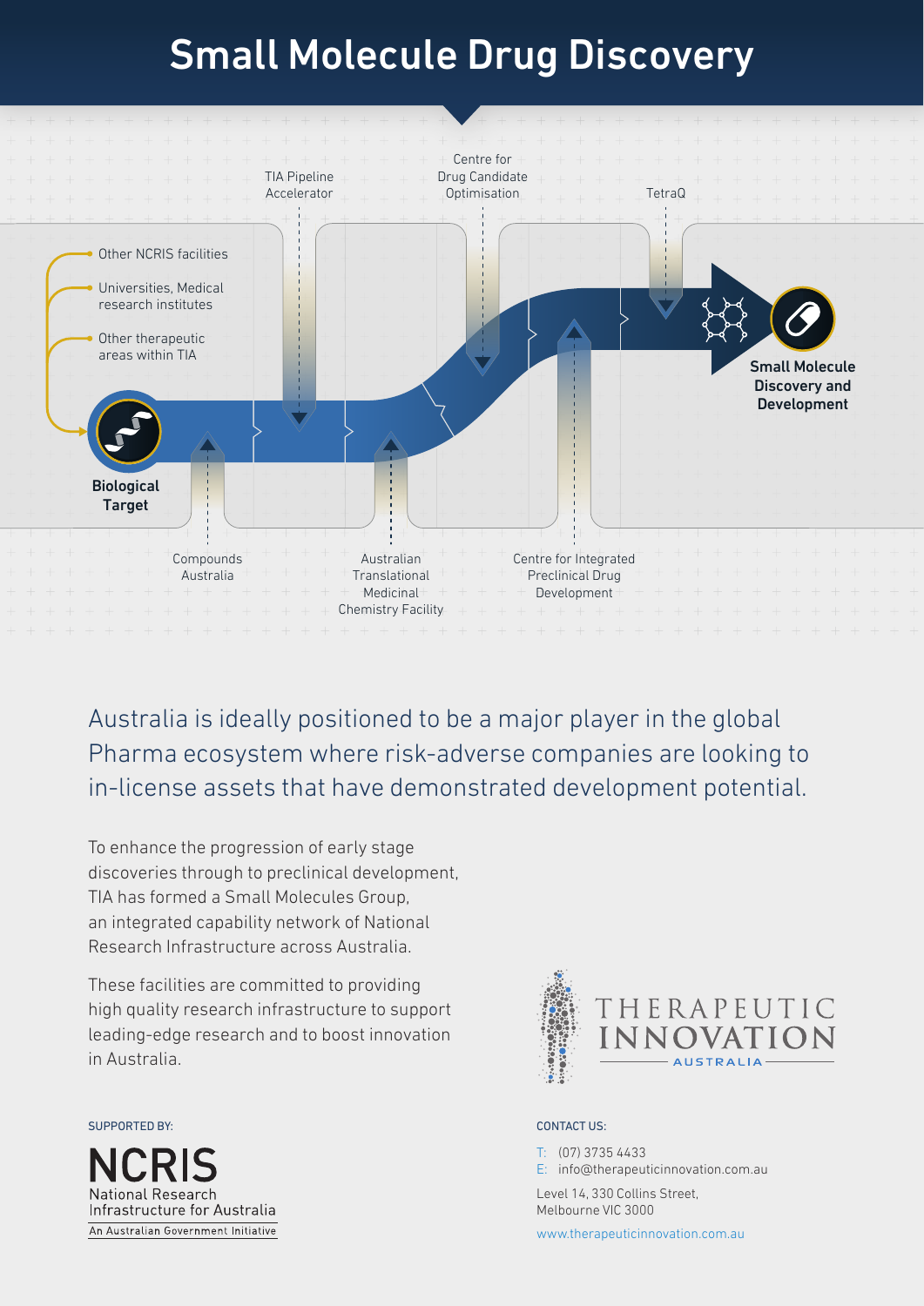# Small Molecule Drug Discovery

Other NCRIS facilities

Universities, Medical research institutes

Other therapeutic areas within TIA

**Biological Target**

TIA Pipeline Accelerator

Centre for Drug Candidate Optimisation

TetraQ

Compounds Australia

Australian Translational Medicinal Chemistry Facility

Centre for Integrated Preclinical Drug Development

**Small Molecule Discovery and Development**

## Australia is ideally positioned to be a major player in the global Pharma ecosystem where risk-adverse companies are looking to in-license assets that have demonstrated development potential.

To enhance the progression of early stage discoveries through to preclinical development, TIA has formed a Small Molecules Group, an integrated capability network of National Research Infrastructure across Australia.

These facilities are committed to providing high quality research infrastructure to support leading-edge research and to boost innovation in Australia.

SUPPORTED BY:

NCRIS
National Research Infrastructure for Australia
An Australian Government Initiative

THERAPEUTIC INNOVATION AUSTRALIA

CONTACT US:

T: (07) 3735 4433
E: info@therapeuticinnovation.com.au

Level 14, 330 Collins Street,
Melbourne VIC 3000

www.therapeuticinnovation.com.au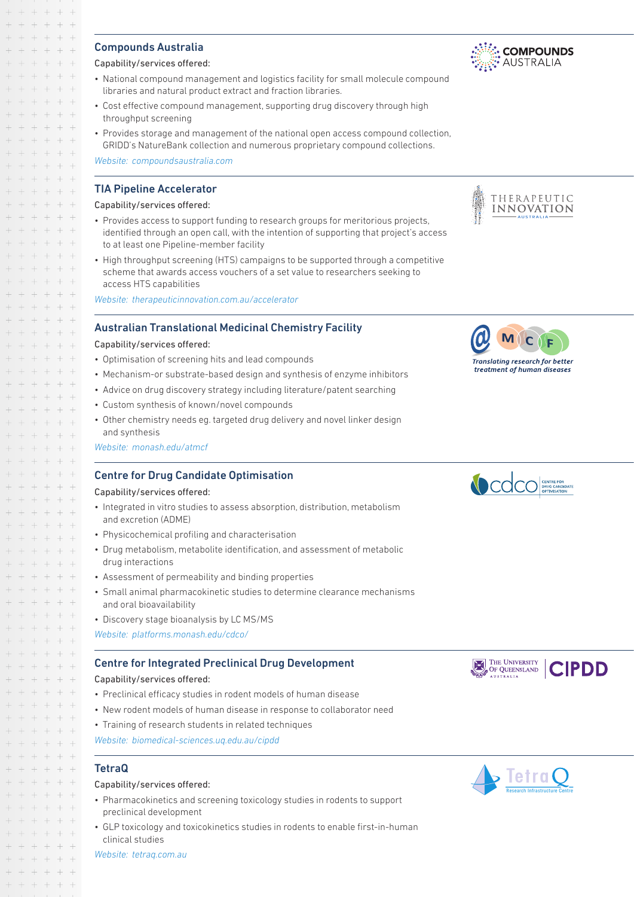## Compounds Australia

Capability/services offered:

- National compound management and logistics facility for small molecule compound libraries and natural product extract and fraction libraries.
- Cost effective compound management, supporting drug discovery through high throughput screening
- Provides storage and management of the national open access compound collection, GRIDD's NatureBank collection and numerous proprietary compound collections.

*Website: compoundsaustralia.com*

## TIA Pipeline Accelerator

Capability/services offered:

- Provides access to support funding to research groups for meritorious projects, identified through an open call, with the intention of supporting that project's access to at least one Pipeline-member facility
- High throughput screening (HTS) campaigns to be supported through a competitive scheme that awards access vouchers of a set value to researchers seeking to access HTS capabilities

*Website: therapeuticinnovation.com.au/accelerator*

## Australian Translational Medicinal Chemistry Facility

Capability/services offered:

- Optimisation of screening hits and lead compounds
- Mechanism-or substrate-based design and synthesis of enzyme inhibitors
- Advice on drug discovery strategy including literature/patent searching
- Custom synthesis of known/novel compounds
- Other chemistry needs eg. targeted drug delivery and novel linker design and synthesis

*Website: monash.edu/atmcf*

## Centre for Drug Candidate Optimisation

Capability/services offered:

- Integrated in vitro studies to assess absorption, distribution, metabolism and excretion (ADME)
- Physicochemical profiling and characterisation
- Drug metabolism, metabolite identification, and assessment of metabolic drug interactions
- Assessment of permeability and binding properties
- Small animal pharmacokinetic studies to determine clearance mechanisms and oral bioavailability
- Discovery stage bioanalysis by LC MS/MS

*Website: platforms.monash.edu/cdco/*

## Centre for Integrated Preclinical Drug Development

Capability/services offered:

- Preclinical efficacy studies in rodent models of human disease
- New rodent models of human disease in response to collaborator need
- Training of research students in related techniques

*Website: biomedical-sciences.uq.edu.au/cipdd*

## TetraQ

Capability/services offered:

- Pharmacokinetics and screening toxicology studies in rodents to support preclinical development
- GLP toxicology and toxicokinetics studies in rodents to enable first-in-human clinical studies

*Website: tetraq.com.au*